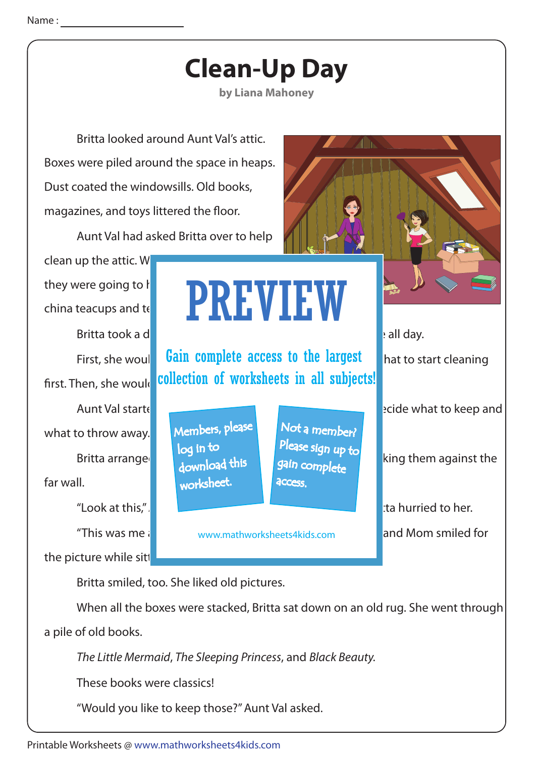Name : ____________________

# Clean-Up Day

**by Liana Mahoney**

Britta looked around Aunt Val's attic. Boxes were piled around the space in heaps. Dust coated the windowsills. Old books, magazines, and toys littered the floor.

Aunt Val had asked Britta over to help clean up the attic. W

they were going to h

china teacups and te

Britta took a d                                        all day.

First, she woul                                        hat to start cleaning first. Then, she would

Aunt Val starte                                        ecide what to keep and what to throw away.

Britta arrange                                        king them against the far wall.

"Look at this," A                                        tta hurried to her.

"This was me a                                        and Mom smiled for the picture while sitt

PREVIEW

Gain complete access to the largest collection of worksheets in all subjects!

Members, please log in to download this worksheet.

Not a member? Please sign up to gain complete access.

www.mathworksheets4kids.com

Britta smiled, too. She liked old pictures.

When all the boxes were stacked, Britta sat down on an old rug. She went through a pile of old books.

*The Little Mermaid*, *The Sleeping Princess*, and *Black Beauty*.

These books were classics!

"Would you like to keep those?" Aunt Val asked.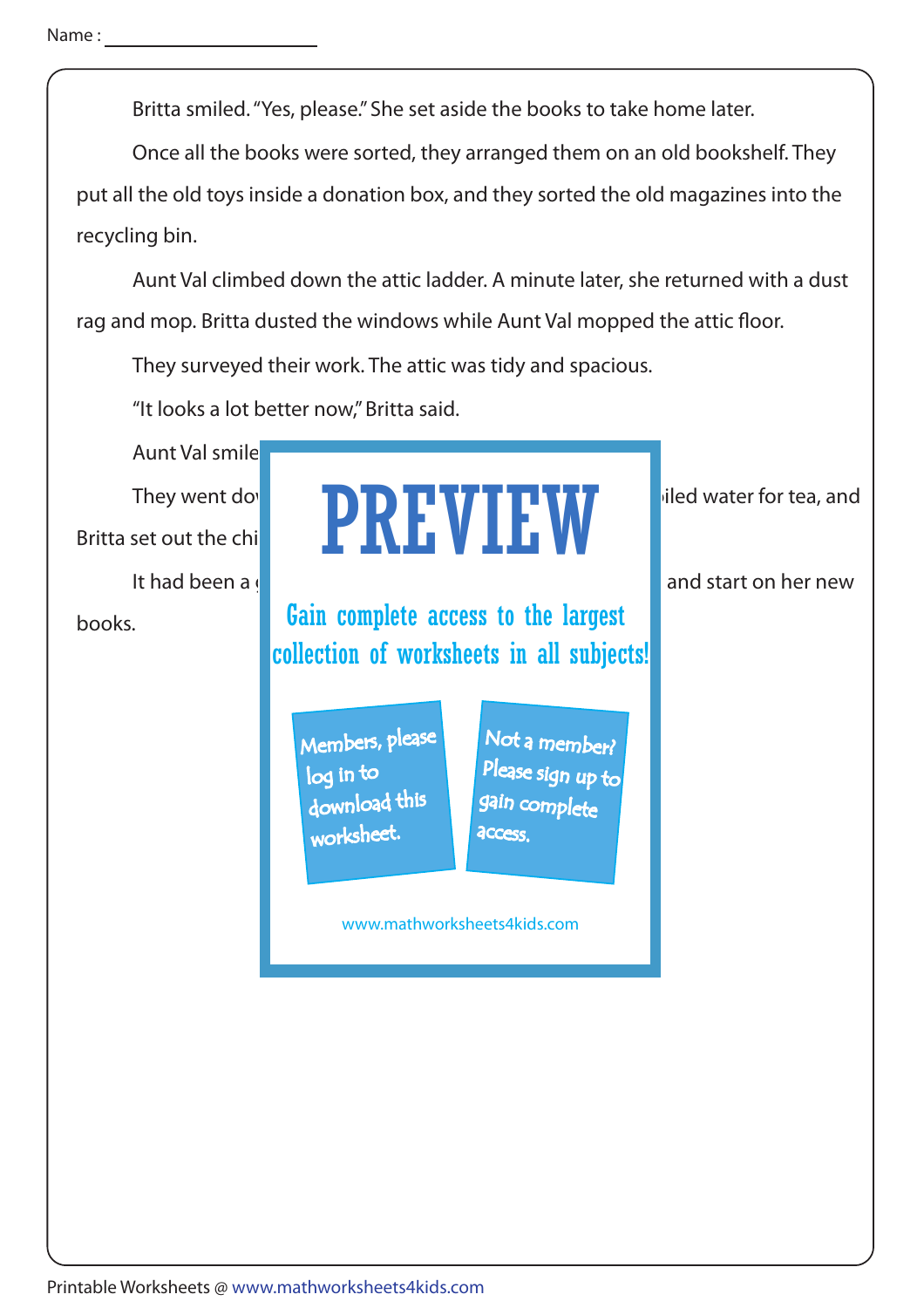Name : ______________________

Britta smiled. "Yes, please." She set aside the books to take home later.

Once all the books were sorted, they arranged them on an old bookshelf. They put all the old toys inside a donation box, and they sorted the old magazines into the recycling bin.

Aunt Val climbed down the attic ladder. A minute later, she returned with a dust rag and mop. Britta dusted the windows while Aunt Val mopped the attic floor.

They surveyed their work. The attic was tidy and spacious.

"It looks a lot better now," Britta said.

Aunt Val smile

They went do iled water for tea, and Britta set out the chi

It had been a and start on her new books.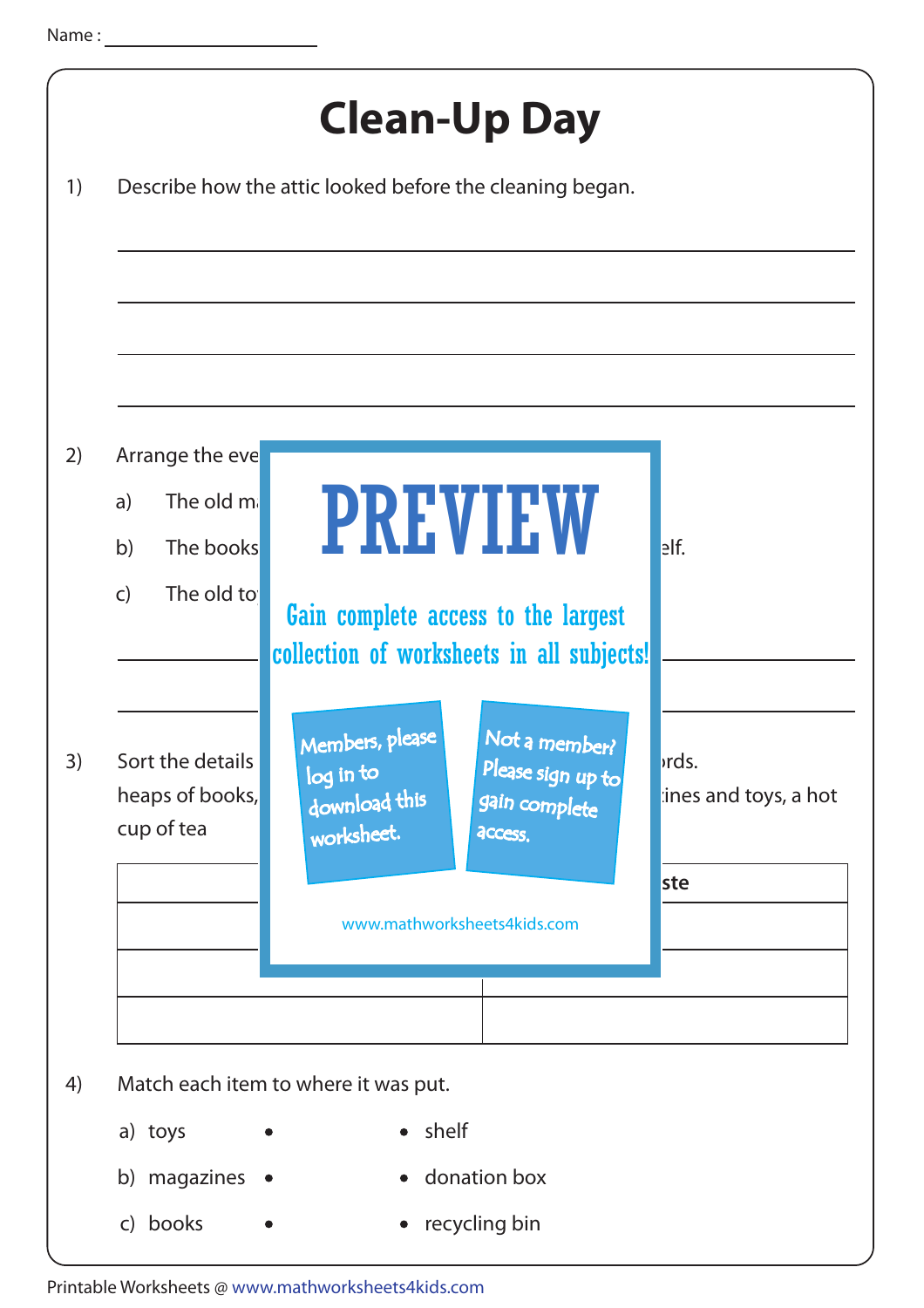Name : ____________________

# Clean-Up Day

1) Describe how the attic looked before the cleaning began.

______________________________________________

______________________________________________

______________________________________________

______________________________________________

2) Arrange the eve

a) The old m

b) The books elf.

c) The old to

______________________________________________

______________________________________________

# PREVIEW

Gain complete access to the largest collection of worksheets in all subjects!

Members, please log in to download this worksheet.

Not a member? Please sign up to gain complete access.

www.mathworksheets4kids.com

3) Sort the details rds.

heaps of books, ines and toys, a hot cup of tea

| | ste |
|---|---|
| | |
| | |
| | |

4) Match each item to where it was put.

a) toys • • shelf

b) magazines • • donation box

c) books • • recycling bin

Printable Worksheets @ www.mathworksheets4kids.com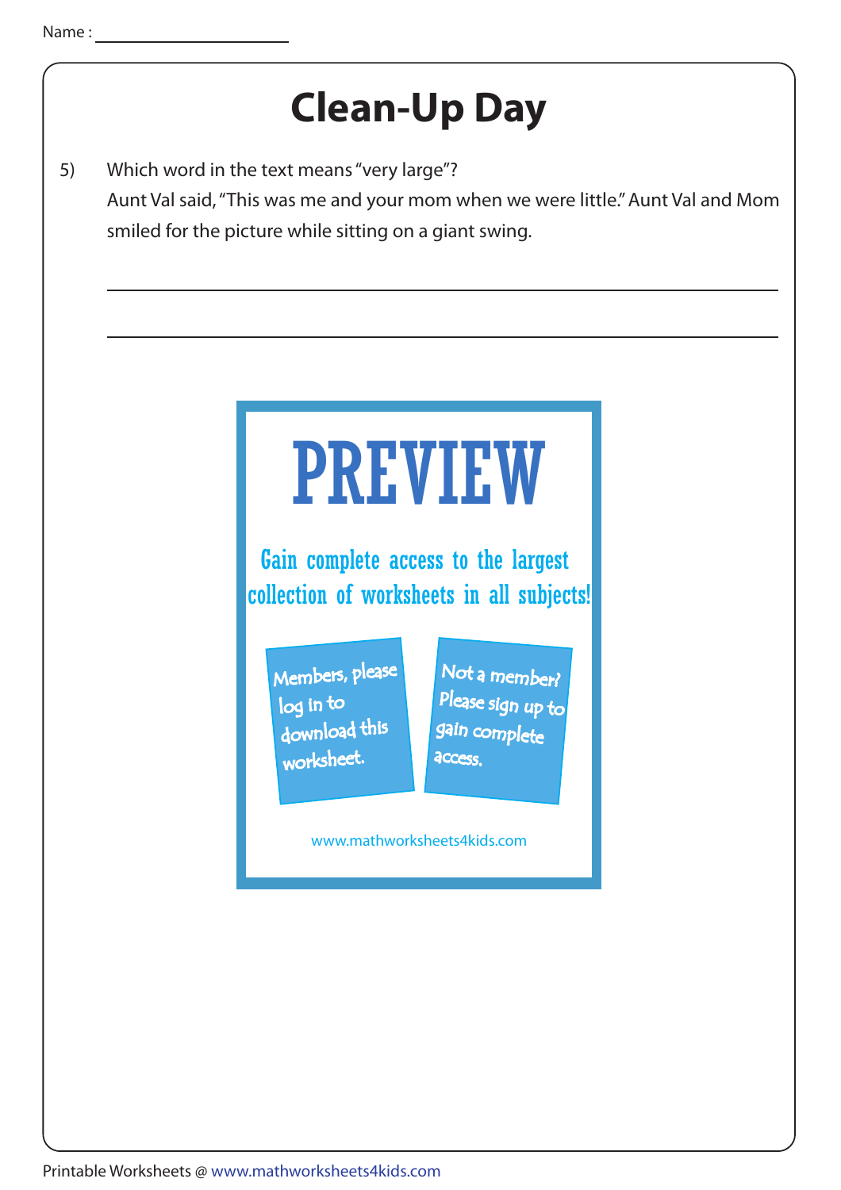Name : ____________________

# Clean-Up Day

5) Which word in the text means "very large"?

Aunt Val said, "This was me and your mom when we were little." Aunt Val and Mom smiled for the picture while sitting on a giant swing.

______________________________________________________________

______________________________________________________________

PREVIEW

Gain complete access to the largest collection of worksheets in all subjects!

Members, please log in to download this worksheet.

Not a member? Please sign up to gain complete access.

www.mathworksheets4kids.com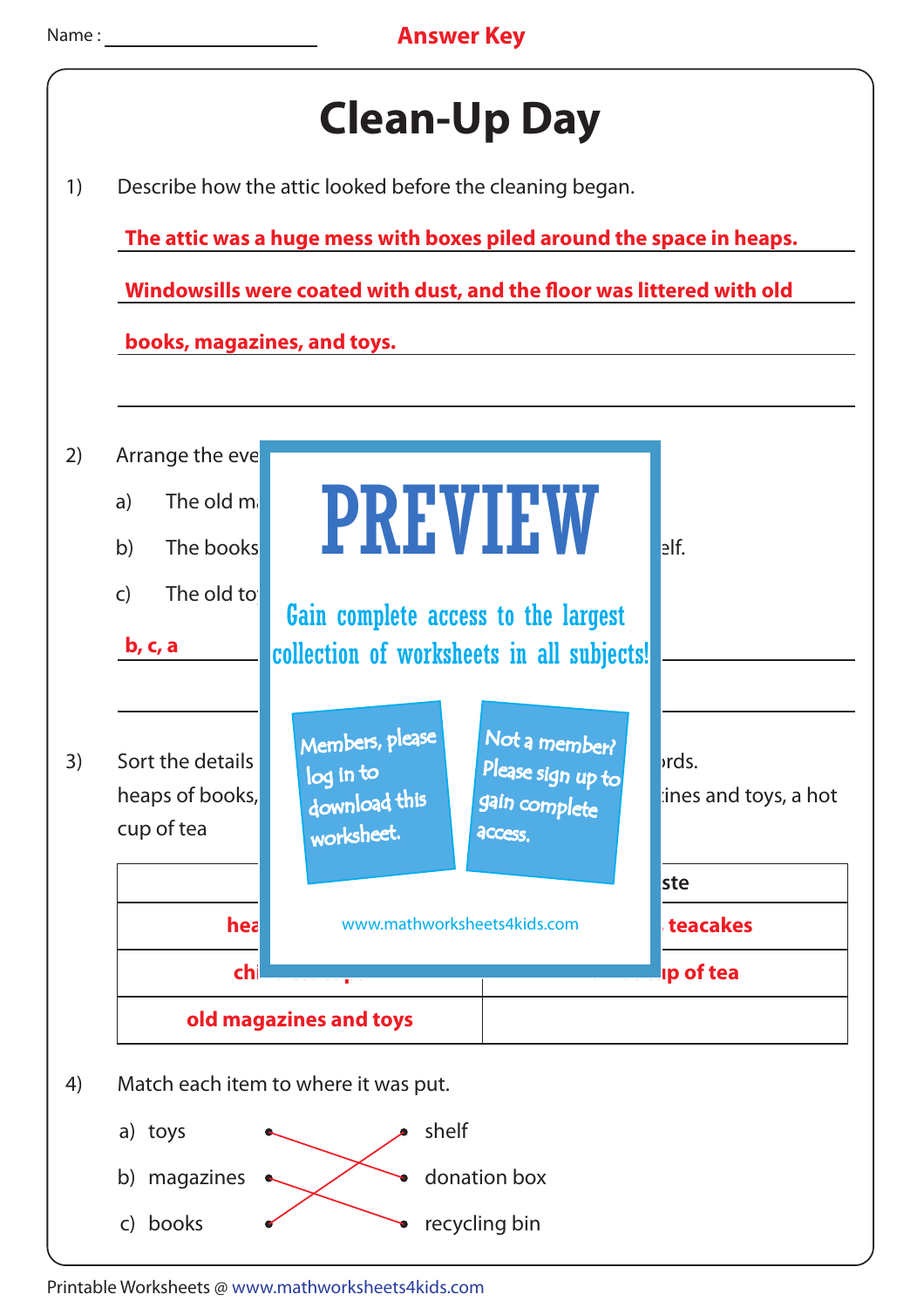Name : ____________________ **Answer Key**

# Clean-Up Day

1) Describe how the attic looked before the cleaning began.

**The attic was a huge mess with boxes piled around the space in heaps. Windowsills were coated with dust, and the floor was littered with old books, magazines, and toys.**

2) Arrange the eve

a) The old m

b) The books elf.

c) The old to

**b, c, a**

PREVIEW

Gain complete access to the largest collection of worksheets in all subjects!

Members, please log in to download this worksheet.

Not a member? Please sign up to gain complete access.

www.mathworksheets4kids.com

3) Sort the details rds.
heaps of books, ines and toys, a hot cup of tea

| | ste |
|---|---|
| **hea** | **teacakes** |
| **chi** | **p of tea** |
| **old magazines and toys** | |

4) Match each item to where it was put.

a) toys — shelf
b) magazines — donation box
c) books — recycling bin

**Answers: a) toys → donation box; b) magazines → recycling bin; c) books → shelf**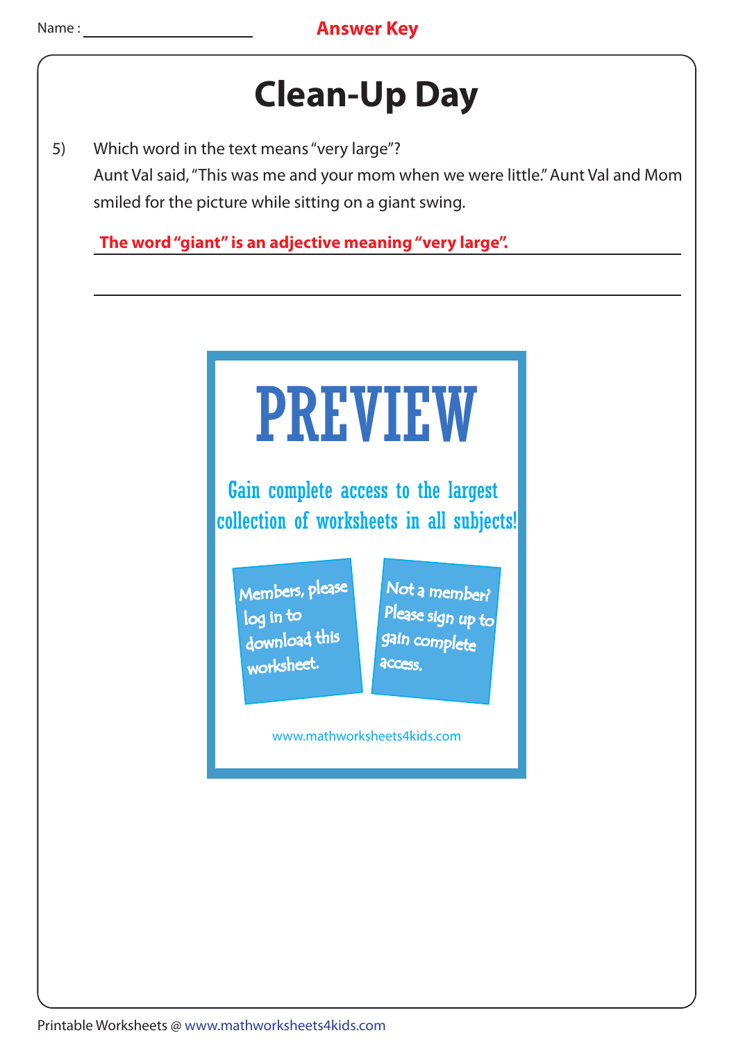Name : ____________________ **Answer Key**

# Clean-Up Day

5) Which word in the text means "very large"?

Aunt Val said, "This was me and your mom when we were little." Aunt Val and Mom smiled for the picture while sitting on a giant swing.

**The word "giant" is an adjective meaning "very large".**

PREVIEW

Gain complete access to the largest collection of worksheets in all subjects!

Members, please log in to download this worksheet.

Not a member? Please sign up to gain complete access.

www.mathworksheets4kids.com